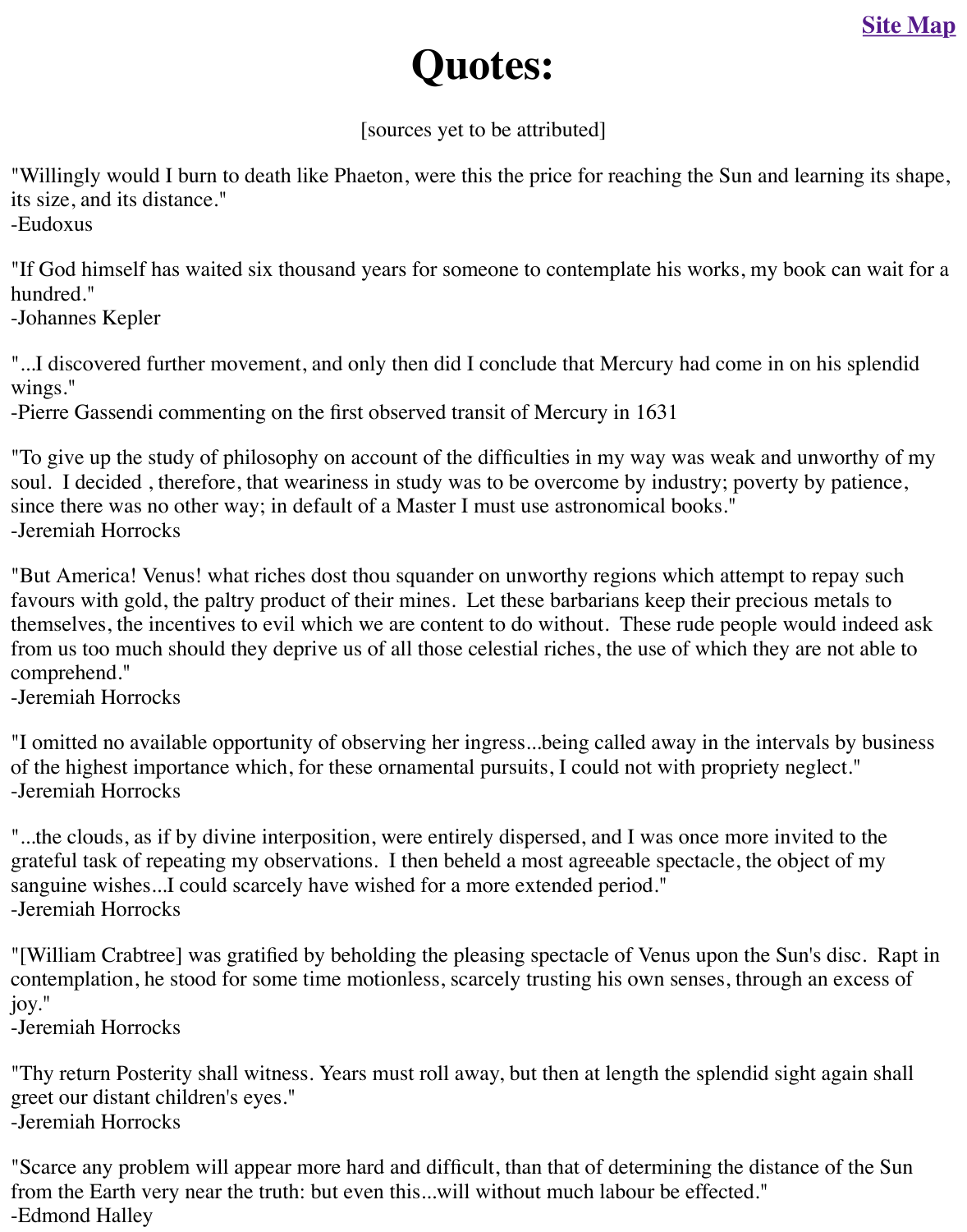Site Map

# Quotes:

[sources yet to be attributed]

"Willingly would I burn to death like Phaeton, were this the price for reaching the Sun and learning its shape, its size, and its distance."
-Eudoxus

"If God himself has waited six thousand years for someone to contemplate his works, my book can wait for a hundred."
-Johannes Kepler

"...I discovered further movement, and only then did I conclude that Mercury had come in on his splendid wings."
-Pierre Gassendi commenting on the first observed transit of Mercury in 1631

"To give up the study of philosophy on account of the difficulties in my way was weak and unworthy of my soul. I decided , therefore, that weariness in study was to be overcome by industry; poverty by patience, since there was no other way; in default of a Master I must use astronomical books."
-Jeremiah Horrocks

"But America! Venus! what riches dost thou squander on unworthy regions which attempt to repay such favours with gold, the paltry product of their mines. Let these barbarians keep their precious metals to themselves, the incentives to evil which we are content to do without. These rude people would indeed ask from us too much should they deprive us of all those celestial riches, the use of which they are not able to comprehend."
-Jeremiah Horrocks

"I omitted no available opportunity of observing her ingress...being called away in the intervals by business of the highest importance which, for these ornamental pursuits, I could not with propriety neglect."
-Jeremiah Horrocks

"...the clouds, as if by divine interposition, were entirely dispersed, and I was once more invited to the grateful task of repeating my observations. I then beheld a most agreeable spectacle, the object of my sanguine wishes...I could scarcely have wished for a more extended period."
-Jeremiah Horrocks

"[William Crabtree] was gratified by beholding the pleasing spectacle of Venus upon the Sun's disc. Rapt in contemplation, he stood for some time motionless, scarcely trusting his own senses, through an excess of joy."
-Jeremiah Horrocks

"Thy return Posterity shall witness. Years must roll away, but then at length the splendid sight again shall greet our distant children's eyes."
-Jeremiah Horrocks

"Scarce any problem will appear more hard and difficult, than that of determining the distance of the Sun from the Earth very near the truth: but even this...will without much labour be effected."
-Edmond Halley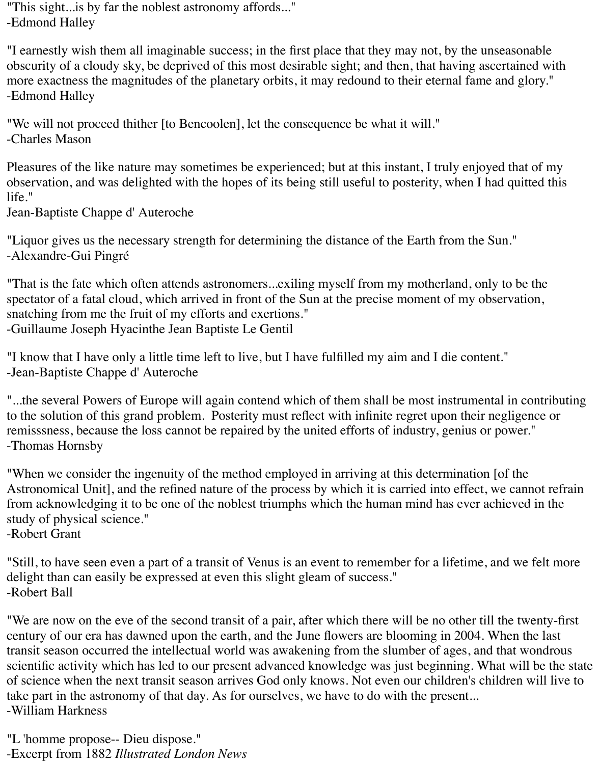"This sight...is by far the noblest astronomy affords..."
-Edmond Halley

"I earnestly wish them all imaginable success; in the first place that they may not, by the unseasonable obscurity of a cloudy sky, be deprived of this most desirable sight; and then, that having ascertained with more exactness the magnitudes of the planetary orbits, it may redound to their eternal fame and glory."
-Edmond Halley

"We will not proceed thither [to Bencoolen], let the consequence be what it will."
-Charles Mason

Pleasures of the like nature may sometimes be experienced; but at this instant, I truly enjoyed that of my observation, and was delighted with the hopes of its being still useful to posterity, when I had quitted this life."
Jean-Baptiste Chappe d' Auteroche

"Liquor gives us the necessary strength for determining the distance of the Earth from the Sun."
-Alexandre-Gui Pingré

"That is the fate which often attends astronomers...exiling myself from my motherland, only to be the spectator of a fatal cloud, which arrived in front of the Sun at the precise moment of my observation, snatching from me the fruit of my efforts and exertions."
-Guillaume Joseph Hyacinthe Jean Baptiste Le Gentil

"I know that I have only a little time left to live, but I have fulfilled my aim and I die content."
-Jean-Baptiste Chappe d' Auteroche

"...the several Powers of Europe will again contend which of them shall be most instrumental in contributing to the solution of this grand problem. Posterity must reflect with infinite regret upon their negligence or remisssness, because the loss cannot be repaired by the united efforts of industry, genius or power."
-Thomas Hornsby

"When we consider the ingenuity of the method employed in arriving at this determination [of the Astronomical Unit], and the refined nature of the process by which it is carried into effect, we cannot refrain from acknowledging it to be one of the noblest triumphs which the human mind has ever achieved in the study of physical science."
-Robert Grant

"Still, to have seen even a part of a transit of Venus is an event to remember for a lifetime, and we felt more delight than can easily be expressed at even this slight gleam of success."
-Robert Ball

"We are now on the eve of the second transit of a pair, after which there will be no other till the twenty-first century of our era has dawned upon the earth, and the June flowers are blooming in 2004. When the last transit season occurred the intellectual world was awakening from the slumber of ages, and that wondrous scientific activity which has led to our present advanced knowledge was just beginning. What will be the state of science when the next transit season arrives God only knows. Not even our children's children will live to take part in the astronomy of that day. As for ourselves, we have to do with the present...
-William Harkness

"L 'homme propose-- Dieu dispose."
-Excerpt from 1882 *Illustrated London News*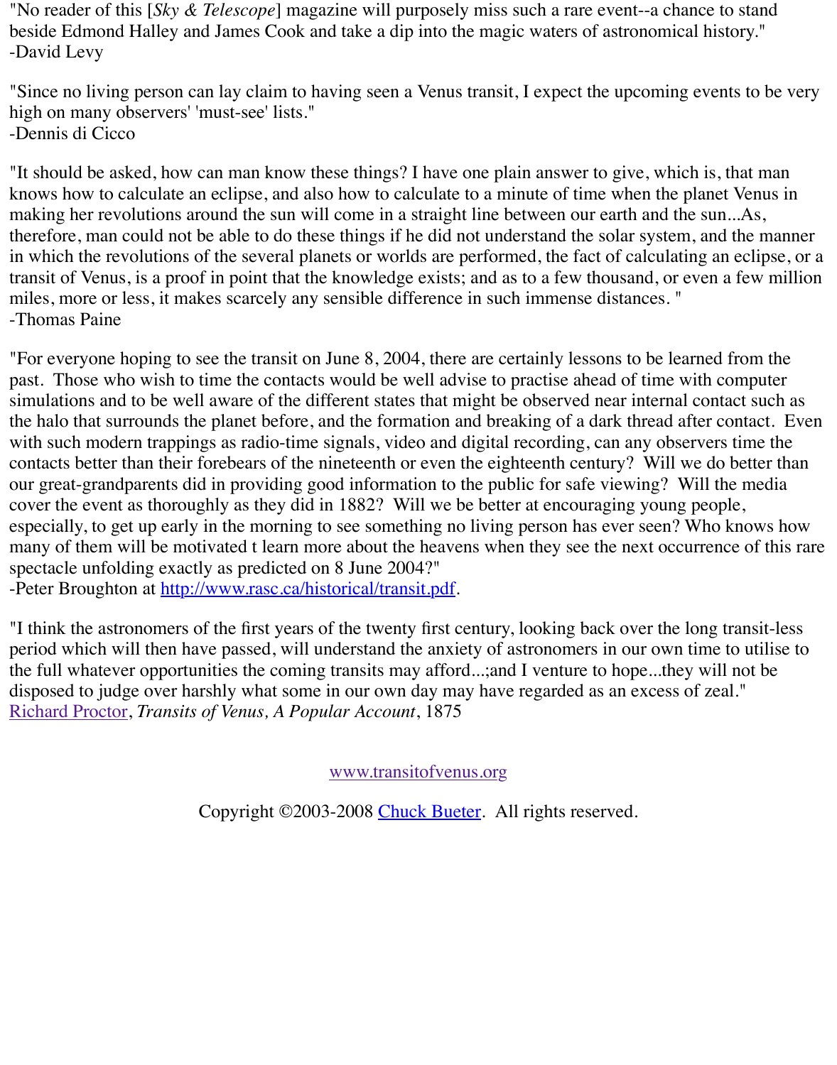"No reader of this [*Sky & Telescope*] magazine will purposely miss such a rare event--a chance to stand beside Edmond Halley and James Cook and take a dip into the magic waters of astronomical history."
-David Levy

"Since no living person can lay claim to having seen a Venus transit, I expect the upcoming events to be very high on many observers' 'must-see' lists."
-Dennis di Cicco

"It should be asked, how can man know these things? I have one plain answer to give, which is, that man knows how to calculate an eclipse, and also how to calculate to a minute of time when the planet Venus in making her revolutions around the sun will come in a straight line between our earth and the sun...As, therefore, man could not be able to do these things if he did not understand the solar system, and the manner in which the revolutions of the several planets or worlds are performed, the fact of calculating an eclipse, or a transit of Venus, is a proof in point that the knowledge exists; and as to a few thousand, or even a few million miles, more or less, it makes scarcely any sensible difference in such immense distances. "
-Thomas Paine

"For everyone hoping to see the transit on June 8, 2004, there are certainly lessons to be learned from the past. Those who wish to time the contacts would be well advise to practise ahead of time with computer simulations and to be well aware of the different states that might be observed near internal contact such as the halo that surrounds the planet before, and the formation and breaking of a dark thread after contact. Even with such modern trappings as radio-time signals, video and digital recording, can any observers time the contacts better than their forebears of the nineteenth or even the eighteenth century? Will we do better than our great-grandparents did in providing good information to the public for safe viewing? Will the media cover the event as thoroughly as they did in 1882? Will we be better at encouraging young people, especially, to get up early in the morning to see something no living person has ever seen? Who knows how many of them will be motivated t learn more about the heavens when they see the next occurrence of this rare spectacle unfolding exactly as predicted on 8 June 2004?"
-Peter Broughton at [http://www.rasc.ca/historical/transit.pdf](http://www.rasc.ca/historical/transit.pdf).

"I think the astronomers of the first years of the twenty first century, looking back over the long transit-less period which will then have passed, will understand the anxiety of astronomers in our own time to utilise to the full whatever opportunities the coming transits may afford...;and I venture to hope...they will not be disposed to judge over harshly what some in our own day may have regarded as an excess of zeal."
Richard Proctor, *Transits of Venus, A Popular Account*, 1875

www.transitofvenus.org

Copyright ©2003-2008 Chuck Bueter. All rights reserved.